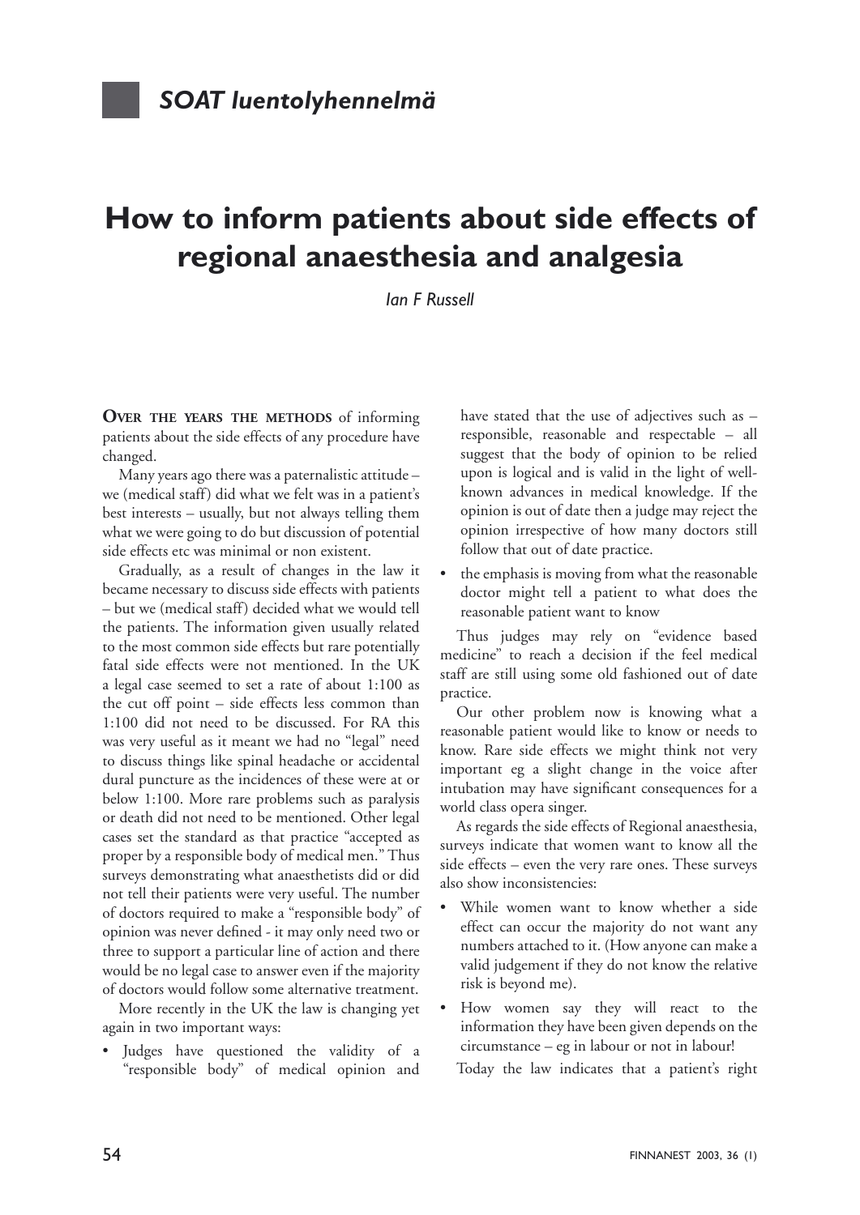## SOAT luentolyhennelmä

# How to inform patients about side effects of regional anaesthesia and analgesia

*Ian F Russell*

**OVER THE YEARS THE METHODS** of informing patients about the side effects of any procedure have changed.

Many years ago there was a paternalistic attitude – we (medical staff) did what we felt was in a patient's best interests – usually, but not always telling them what we were going to do but discussion of potential side effects etc was minimal or non existent.

Gradually, as a result of changes in the law it became necessary to discuss side effects with patients – but we (medical staff) decided what we would tell the patients. The information given usually related to the most common side effects but rare potentially fatal side effects were not mentioned. In the UK a legal case seemed to set a rate of about 1:100 as the cut off point – side effects less common than 1:100 did not need to be discussed. For RA this was very useful as it meant we had no "legal" need to discuss things like spinal headache or accidental dural puncture as the incidences of these were at or below 1:100. More rare problems such as paralysis or death did not need to be mentioned. Other legal cases set the standard as that practice "accepted as proper by a responsible body of medical men." Thus surveys demonstrating what anaesthetists did or did not tell their patients were very useful. The number of doctors required to make a "responsible body" of opinion was never defined - it may only need two or three to support a particular line of action and there would be no legal case to answer even if the majority of doctors would follow some alternative treatment.

More recently in the UK the law is changing yet again in two important ways:

- Judges have questioned the validity of a "responsible body" of medical opinion and have stated that the use of adjectives such as – responsible, reasonable and respectable – all suggest that the body of opinion to be relied upon is logical and is valid in the light of well-known advances in medical knowledge. If the opinion is out of date then a judge may reject the opinion irrespective of how many doctors still follow that out of date practice.
- the emphasis is moving from what the reasonable doctor might tell a patient to what does the reasonable patient want to know

Thus judges may rely on "evidence based medicine" to reach a decision if the feel medical staff are still using some old fashioned out of date practice.

Our other problem now is knowing what a reasonable patient would like to know or needs to know. Rare side effects we might think not very important eg a slight change in the voice after intubation may have significant consequences for a world class opera singer.

As regards the side effects of Regional anaesthesia, surveys indicate that women want to know all the side effects – even the very rare ones. These surveys also show inconsistencies:

- While women want to know whether a side effect can occur the majority do not want any numbers attached to it. (How anyone can make a valid judgement if they do not know the relative risk is beyond me).
- How women say they will react to the information they have been given depends on the circumstance – eg in labour or not in labour!

Today the law indicates that a patient's right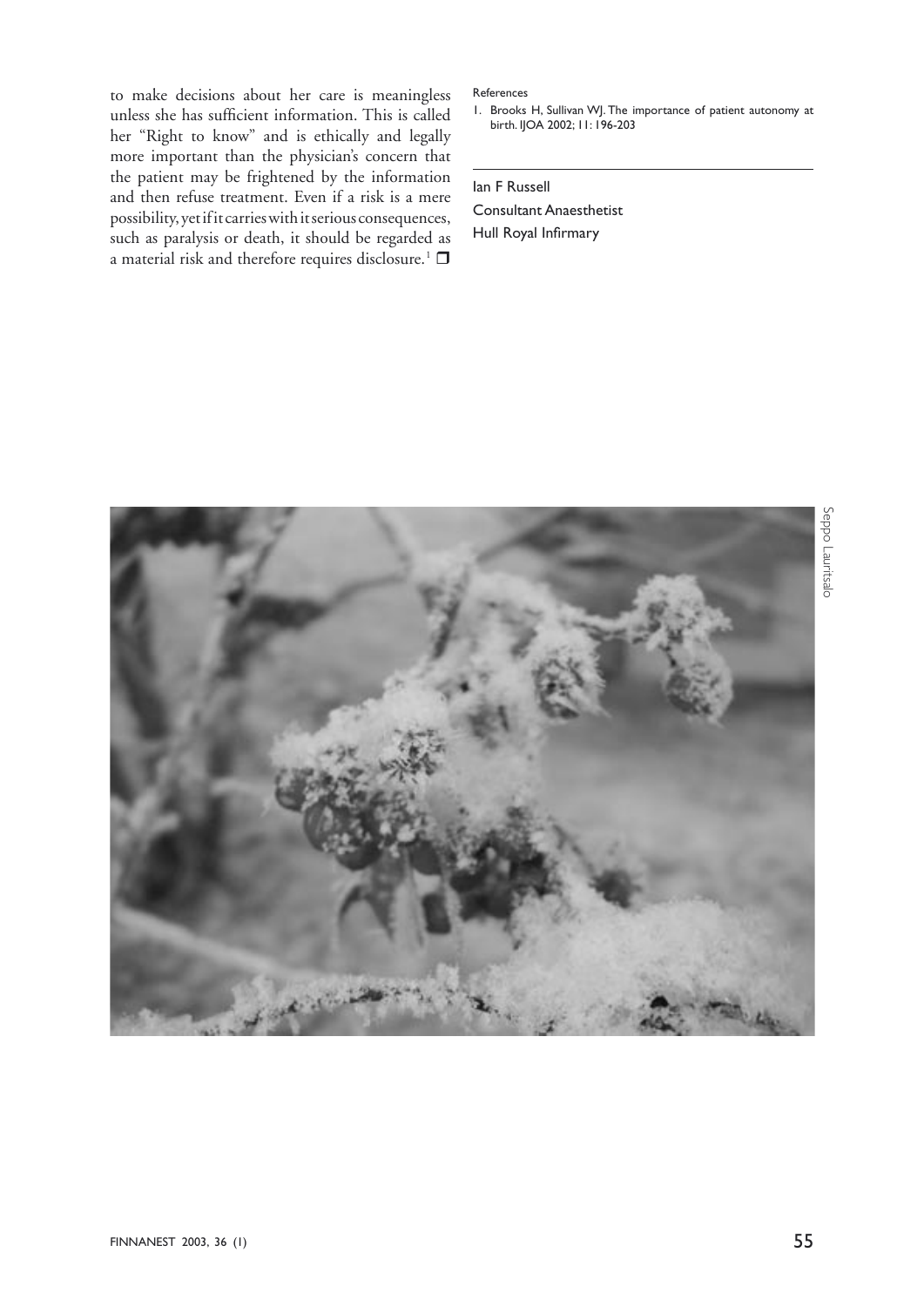to make decisions about her care is meaningless unless she has sufficient information. This is called her "Right to know" and is ethically and legally more important than the physician's concern that the patient may be frightened by the information and then refuse treatment. Even if a risk is a mere possibility, yet if it carries with it serious consequences, such as paralysis or death, it should be regarded as a material risk and therefore requires disclosure.[1] ❐

References

1. Brooks H, Sullivan WJ. The importance of patient autonomy at birth. IJOA 2002; 11: 196-203

Ian F Russell
Consultant Anaesthetist
Hull Royal Infirmary

Seppo Lauritsalo